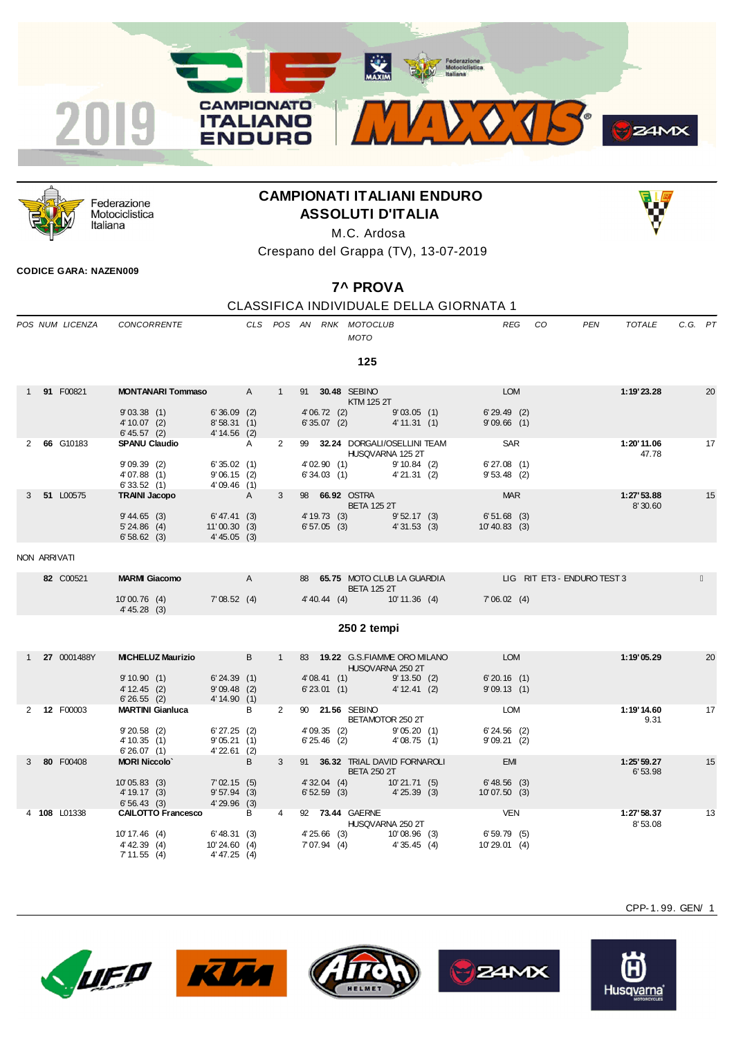# CAMPIONATI ITALIANI ENDURO
## ASSOLUTI D'ITALIA

M.C. Ardosa

Crespano del Grappa (TV), 13-07-2019

**CODICE GARA: NAZEN009**

## 7^ PROVA

CLASSIFICA INDIVIDUALE DELLA GIORNATA 1

### 125

| POS | NUM | LICENZA | CONCORRENTE | CLS | POS | AN | RNK | MOTOCLUB / MOTO | REG | CO | PEN | TOTALE | C.G. | PT |
|---|---|---|---|---|---|---|---|---|---|---|---|---|---|---|
| 1 | **91** | F00821 | **MONTANARI Tommaso** | A | 1 | 91 | **30.48** | SEBINO / KTM 125 2T | LOM | | | **1:19'23.28** | | 20 |
| | | | 9'03.38 (1) / 4'10.07 (2) / 6'45.57 (2) | 6'36.09 (2) / 8'58.31 (1) / 4'14.56 (2) | | | 4'06.72 (2) / 6'35.07 (2) | | 9'03.05 (1) / 4'11.31 (1) | 6'29.49 (2) / 9'09.66 (1) | | | | | |
| 2 | **66** | G10183 | **SPANU Claudio** | A | 2 | 99 | **32.24** | DORGALI/OSELLINI TEAM / HUSQVARNA 125 2T | SAR | | | **1:20'11.06** | 47.78 | 17 |
| | | | 9'09.39 (2) / 4'07.88 (1) / 6'33.52 (1) | 6'35.02 (1) / 9'06.15 (2) / 4'09.46 (1) | | | 4'02.90 (1) / 6'34.03 (1) | | 9'10.84 (2) / 4'21.31 (2) | 6'27.08 (1) / 9'53.48 (2) | | | | | |
| 3 | **51** | L00575 | **TRAINI Jacopo** | A | 3 | 98 | **66.92** | OSTRA / BETA 125 2T | MAR | | | **1:27'53.88** | 8'30.60 | 15 |
| | | | 9'44.65 (3) / 5'24.86 (4) / 6'58.62 (3) | 6'47.41 (3) / 11'00.30 (3) / 4'45.05 (3) | | | 4'19.73 (3) / 6'57.05 (3) | | 9'52.17 (3) / 4'31.53 (3) | 6'51.68 (3) / 10'40.83 (3) | | | | | |

NON ARRIVATI

| POS | NUM | LICENZA | CONCORRENTE | CLS | POS | AN | RNK | MOTOCLUB / MOTO | REG | CO | PEN | TOTALE | C.G. | PT |
|---|---|---|---|---|---|---|---|---|---|---|---|---|---|---|
| | **82** | C00521 | **MARMI Giacomo** | A | | 88 | **65.75** | MOTO CLUB LA GUARDIA / BETA 125 2T | LIG | RIT ET3 - ENDURO TEST 3 | | | | |
| | | | 10'00.76 (4) / 4'45.28 (3) | 7'08.52 (4) | | | 4'40.44 (4) | | 10'11.36 (4) | 7'06.02 (4) | | | | | |

### 250 2 tempi

| POS | NUM | LICENZA | CONCORRENTE | CLS | POS | AN | RNK | MOTOCLUB / MOTO | REG | CO | PEN | TOTALE | C.G. | PT |
|---|---|---|---|---|---|---|---|---|---|---|---|---|---|---|
| 1 | **27** | 0001488Y | **MICHELUZ Maurizio** | B | 1 | 83 | **19.22** | G.S.FIAMME ORO MILANO / HUSQVARNA 250 2T | LOM | | | **1:19'05.29** | | 20 |
| | | | 9'10.90 (1) / 4'12.45 (2) / 6'26.55 (2) | 6'24.39 (1) / 9'09.48 (2) / 4'14.90 (1) | | | 4'08.41 (1) / 6'23.01 (1) | | 9'13.50 (2) / 4'12.41 (2) | 6'20.16 (1) / 9'09.13 (1) | | | | | |
| 2 | **12** | F00003 | **MARTINI Gianluca** | B | 2 | 90 | **21.56** | SEBINO / BETAMOTOR 250 2T | LOM | | | **1:19'14.60** | 9.31 | 17 |
| | | | 9'20.58 (2) / 4'10.35 (1) / 6'26.07 (1) | 6'27.25 (2) / 9'05.21 (1) / 4'22.61 (2) | | | 4'09.35 (2) / 6'25.46 (2) | | 9'05.20 (1) / 4'08.75 (1) | 6'24.56 (2) / 9'09.21 (2) | | | | | |
| 3 | **80** | F00408 | **MORI Niccolo`** | B | 3 | 91 | **36.32** | TRIAL DAVID FORNAROLI / BETA 250 2T | EMI | | | **1:25'59.27** | 6'53.98 | 15 |
| | | | 10'05.83 (3) / 4'19.17 (3) / 6'56.43 (3) | 7'02.15 (5) / 9'57.94 (3) / 4'29.96 (3) | | | 4'32.04 (4) / 6'52.59 (3) | | 10'21.71 (5) / 4'25.39 (3) | 6'48.56 (3) / 10'07.50 (3) | | | | | |
| 4 | **108** | L01338 | **CAILOTTO Francesco** | B | 4 | 92 | **73.44** | GAERNE / HUSQVARNA 250 2T | VEN | | | **1:27'58.37** | 8'53.08 | 13 |
| | | | 10'17.46 (4) / 4'42.39 (4) / 7'11.55 (4) | 6'48.31 (3) / 10'24.60 (4) / 4'47.25 (4) | | | 4'25.66 (3) / 7'07.94 (4) | | 10'08.96 (3) / 4'35.45 (4) | 6'59.79 (5) / 10'29.01 (4) | | | | | |

CPP-1.99. GEN/ 1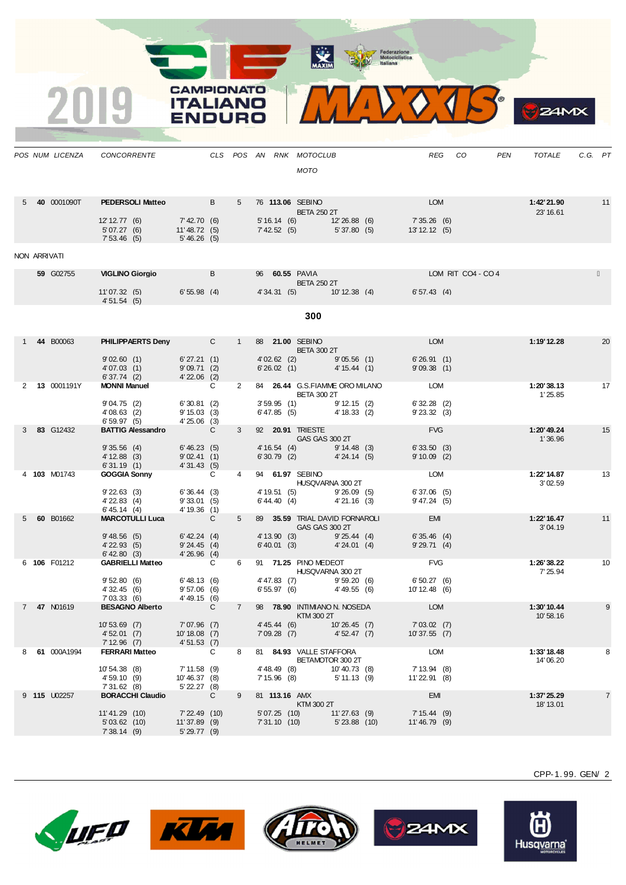# 2019 CAMPIONATO ITALIANO ENDURO

| POS | NUM | LICENZA | CONCORRENTE | CLS | POS | AN | RNK | MOTOCLUB / MOTO | REG | CO | PEN | TOTALE | C.G. | PT |
|---|---|---|---|---|---|---|---|---|---|---|---|---|---|---|
| 5 | **40** | 0001090T | **PEDERSOLI Matteo** | B | 5 | 76 | **113.06** | SEBINO / BETA 250 2T | LOM | | | **1:42'21.90** / 23'16.61 | | 11 |
| | | | 12'12.77 (6) · 5'07.27 (6) · 7'53.46 (5) | 7'42.70 (6) · 11'48.72 (5) · 5'46.26 (5) | | | | 5'16.14 (6) · 7'42.52 (5) | 12'26.88 (6) · 5'37.80 (5) | 7'35.26 (6) · 13'12.12 (5) | | | | |

NON ARRIVATI

| POS | NUM | LICENZA | CONCORRENTE | CLS | POS | AN | RNK | MOTOCLUB / MOTO | REG | CO | PEN | TOTALE | C.G. | PT |
|---|---|---|---|---|---|---|---|---|---|---|---|---|---|---|
| | **59** | G02755 | **VIGLINO Giorgio** | B | | 96 | **60.55** | PAVIA / BETA 250 2T | LOM | RIT CO4 - CO 4 | | | | |
| | | | 11'07.32 (5) · 4'51.54 (5) | 6'55.98 (4) | | | | 4'34.31 (5) | 10'12.38 (4) | 6'57.43 (4) | | | | |

## 300

| POS | NUM | LICENZA | CONCORRENTE | CLS | POS | AN | RNK | MOTOCLUB / MOTO | REG | CO | PEN | TOTALE | C.G. | PT |
|---|---|---|---|---|---|---|---|---|---|---|---|---|---|---|
| 1 | **44** | B00063 | **PHILIPPAERTS Deny** | C | 1 | 88 | **21.00** | SEBINO / BETA 300 2T | LOM | | | **1:19'12.28** | | 20 |
| | | | 9'02.60 (1) · 4'07.03 (1) · 6'37.74 (2) | 6'27.21 (1) · 9'09.71 (2) · 4'22.06 (2) | | | | 4'02.62 (2) · 6'26.02 (1) | 9'05.56 (1) · 4'15.44 (1) | 6'26.91 (1) · 9'09.38 (1) | | | | |
| 2 | **13** | 0001191Y | **MONNI Manuel** | C | 2 | 84 | **26.44** | G.S.FIAMME ORO MILANO / BETA 300 2T | LOM | | | **1:20'38.13** / 1'25.85 | | 17 |
| | | | 9'04.75 (2) · 4'08.63 (2) · 6'59.97 (5) | 6'30.81 (2) · 9'15.03 (3) · 4'25.06 (3) | | | | 3'59.95 (1) · 6'47.85 (5) | 9'12.15 (2) · 4'18.33 (2) | 6'32.28 (2) · 9'23.32 (3) | | | | |
| 3 | **83** | G12432 | **BATTIG Alessandro** | C | 3 | 92 | **20.91** | TRIESTE / GAS GAS 300 2T | FVG | | | **1:20'49.24** / 1'36.96 | | 15 |
| | | | 9'35.56 (4) · 4'12.88 (3) · 6'31.19 (1) | 6'46.23 (5) · 9'02.41 (1) · 4'31.43 (5) | | | | 4'16.54 (4) · 6'30.79 (2) | 9'14.48 (3) · 4'24.14 (5) | 6'33.50 (3) · 9'10.09 (2) | | | | |
| 4 | **103** | M01743 | **GOGGIA Sonny** | C | 4 | 94 | **61.97** | SEBINO / HUSQVARNA 300 2T | LOM | | | **1:22'14.87** / 3'02.59 | | 13 |
| | | | 9'22.63 (3) · 4'22.83 (4) · 6'45.14 (4) | 6'36.44 (3) · 9'33.01 (5) · 4'19.36 (1) | | | | 4'19.51 (5) · 6'44.40 (4) | 9'26.09 (5) · 4'21.16 (3) | 6'37.06 (5) · 9'47.24 (5) | | | | |
| 5 | **60** | B01662 | **MARCOTULLI Luca** | C | 5 | 89 | **35.59** | TRIAL DAVID FORNAROLI / GAS GAS 300 2T | EMI | | | **1:22'16.47** / 3'04.19 | | 11 |
| | | | 9'48.56 (5) · 4'22.93 (5) · 6'42.80 (3) | 6'42.24 (4) · 9'24.45 (4) · 4'26.96 (4) | | | | 4'13.90 (3) · 6'40.01 (3) | 9'25.44 (4) · 4'24.01 (4) | 6'35.46 (4) · 9'29.71 (4) | | | | |
| 6 | **106** | F01212 | **GABRIELLI Matteo** | C | 6 | 91 | **71.25** | PINO MEDEOT / HUSQVARNA 300 2T | FVG | | | **1:26'38.22** / 7'25.94 | | 10 |
| | | | 9'52.80 (6) · 4'32.45 (6) · 7'03.33 (6) | 6'48.13 (6) · 9'57.06 (6) · 4'49.15 (6) | | | | 4'47.83 (7) · 6'55.97 (6) | 9'59.20 (6) · 4'49.55 (6) | 6'50.27 (6) · 10'12.48 (6) | | | | |
| 7 | **47** | N01619 | **BESAGNO Alberto** | C | 7 | 98 | **78.90** | INTIMIANO N. NOSEDA / KTM 300 2T | LOM | | | **1:30'10.44** / 10'58.16 | | 9 |
| | | | 10'53.69 (7) · 4'52.01 (7) · 7'12.96 (7) | 7'07.96 (7) · 10'18.08 (7) · 4'51.53 (7) | | | | 4'45.44 (6) · 7'09.28 (7) | 10'26.45 (7) · 4'52.47 (7) | 7'03.02 (7) · 10'37.55 (7) | | | | |
| 8 | **61** | 000A1994 | **FERRARI Matteo** | C | 8 | 81 | **84.93** | VALLE STAFFORA / BETAMOTOR 300 2T | LOM | | | **1:33'18.48** / 14'06.20 | | 8 |
| | | | 10'54.38 (8) · 4'59.10 (9) · 7'31.62 (8) | 7'11.58 (9) · 10'46.37 (8) · 5'22.27 (8) | | | | 4'48.49 (8) · 7'15.96 (8) | 10'40.73 (8) · 5'11.13 (9) | 7'13.94 (8) · 11'22.91 (8) | | | | |
| 9 | **115** | U02257 | **BORACCHI Claudio** | C | 9 | 81 | **113.16** | AMX / KTM 300 2T | EMI | | | **1:37'25.29** / 18'13.01 | | 7 |
| | | | 11'41.29 (10) · 5'03.62 (10) · 7'38.14 (9) | 7'22.49 (10) · 11'37.89 (9) · 5'29.77 (9) | | | | 5'07.25 (10) · 7'31.10 (10) | 11'27.63 (9) · 5'23.88 (10) | 7'15.44 (9) · 11'46.79 (9) | | | | |

CPP-1.99. GEN/ 2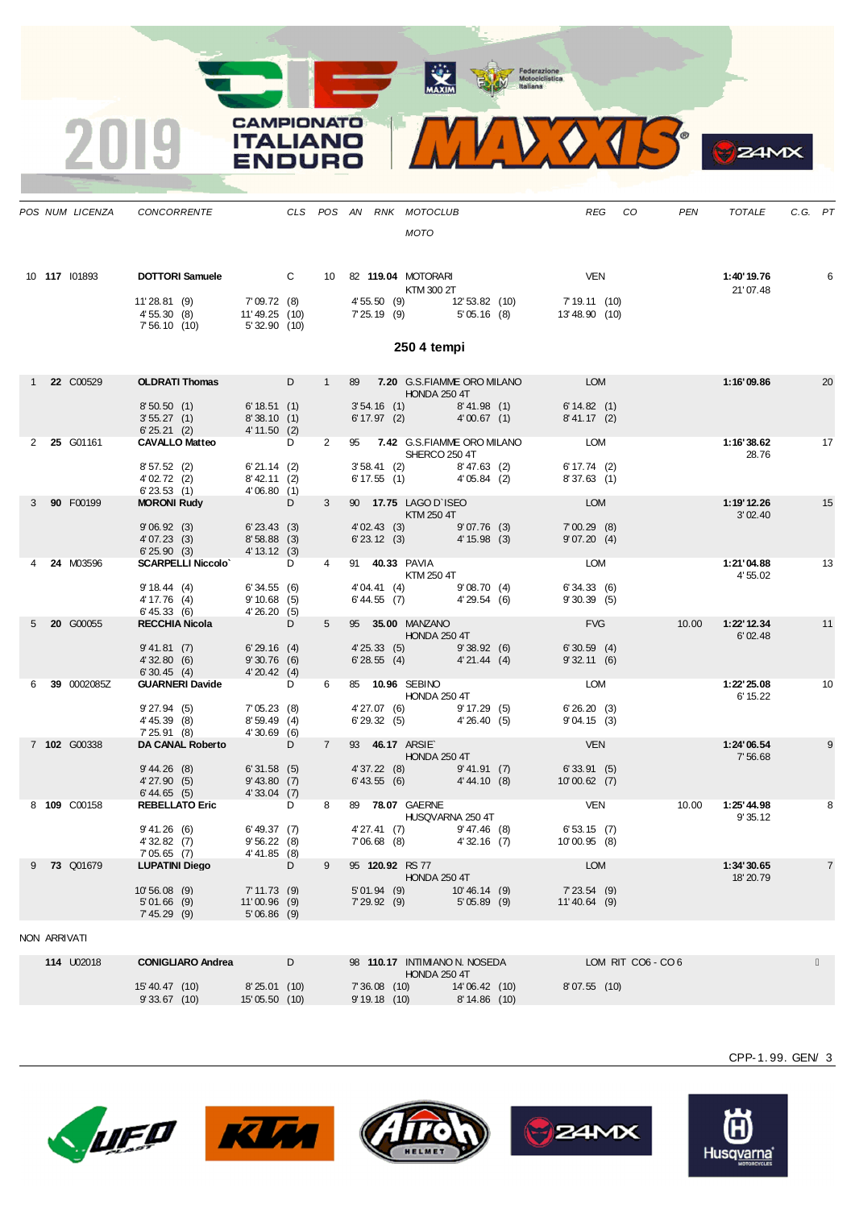2019 CAMPIONATO ITALIANO ENDURO

| POS | NUM | LICENZA | CONCORRENTE | CLS | POS | AN | RNK | MOTOCLUB / MOTO | REG | CO | PEN | TOTALE | C.G. | PT |
|---|---|---|---|---|---|---|---|---|---|---|---|---|---|---|
| 10 | **117** | I01893 | **DOTTORI Samuele** | C | 10 | 82 | **119.04** | MOTORARI / KTM 300 2T | VEN | | | **1:40'19.76** / 21'07.48 | | 6 |
| | | | 11'28.81 (9) · 7'09.72 (8) · 4'55.50 (9) · 12'53.82 (10) · 7'19.11 (10) · 4'55.30 (8) · 11'49.25 (10) · 7'25.19 (9) · 5'05.16 (8) · 13'48.90 (10) · 7'56.10 (10) · 5'32.90 (10) | | | | | | | | | | | | |

### 250 4 tempi

| POS | NUM | LICENZA | CONCORRENTE | CLS | POS | AN | RNK | MOTOCLUB / MOTO | REG | CO | PEN | TOTALE | C.G. | PT |
|---|---|---|---|---|---|---|---|---|---|---|---|---|---|---|
| 1 | **22** | C00529 | **OLDRATI Thomas** | D | 1 | 89 | **7.20** | G.S.FIAMME ORO MILANO / HONDA 250 4T | LOM | | | **1:16'09.86** | | 20 |
| | | | 8'50.50 (1) · 6'18.51 (1) · 3'54.16 (1) · 8'41.98 (1) · 6'14.82 (1) · 3'55.27 (1) · 8'38.10 (1) · 6'17.97 (2) · 4'00.67 (1) · 8'41.17 (2) · 6'25.21 (2) · 4'11.50 (2) | | | | | | | | | | | | |
| 2 | **25** | G01161 | **CAVALLO Matteo** | D | 2 | 95 | **7.42** | G.S.FIAMME ORO MILANO / SHERCO 250 4T | LOM | | | **1:16'38.62** / 28.76 | | 17 |
| | | | 8'57.52 (2) · 6'21.14 (2) · 3'58.41 (2) · 8'47.63 (2) · 6'17.74 (2) · 4'02.72 (2) · 8'42.11 (2) · 6'17.55 (1) · 4'05.84 (2) · 8'37.63 (1) · 6'23.53 (1) · 4'06.80 (1) | | | | | | | | | | | | |
| 3 | **90** | F00199 | **MORONI Rudy** | D | 3 | 90 | **17.75** | LAGO D`ISEO / KTM 250 4T | LOM | | | **1:19'12.26** / 3'02.40 | | 15 |
| | | | 9'06.92 (3) · 6'23.43 (3) · 4'02.43 (3) · 9'07.76 (3) · 7'00.29 (8) · 4'07.23 (3) · 8'58.88 (3) · 6'23.12 (3) · 4'15.98 (3) · 9'07.20 (4) · 6'25.90 (3) · 4'13.12 (3) | | | | | | | | | | | | |
| 4 | **24** | M03596 | **SCARPELLI Niccolo`** | D | 4 | 91 | **40.33** | PAVIA / KTM 250 4T | LOM | | | **1:21'04.88** / 4'55.02 | | 13 |
| | | | 9'18.44 (4) · 6'34.55 (6) · 4'04.41 (4) · 9'08.70 (4) · 6'34.33 (6) · 4'17.76 (4) · 9'10.68 (5) · 6'44.55 (7) · 4'29.54 (6) · 9'30.39 (5) · 6'45.33 (6) · 4'26.20 (5) | | | | | | | | | | | | |
| 5 | **20** | G00055 | **RECCHIA Nicola** | D | 5 | 95 | **35.00** | MANZANO / HONDA 250 4T | FVG | | 10.00 | **1:22'12.34** / 6'02.48 | | 11 |
| | | | 9'41.81 (7) · 6'29.16 (4) · 4'25.33 (5) · 9'38.92 (6) · 6'30.59 (4) · 4'32.80 (6) · 9'30.76 (6) · 6'28.55 (4) · 4'21.44 (4) · 9'32.11 (6) · 6'30.45 (4) · 4'20.42 (4) | | | | | | | | | | | | |
| 6 | **39** | 0002085Z | **GUARNERI Davide** | D | 6 | 85 | **10.96** | SEBINO / HONDA 250 4T | LOM | | | **1:22'25.08** / 6'15.22 | | 10 |
| | | | 9'27.94 (5) · 7'05.23 (8) · 4'27.07 (6) · 9'17.29 (5) · 6'26.20 (3) · 4'45.39 (8) · 8'59.49 (4) · 6'29.32 (5) · 4'26.40 (5) · 9'04.15 (3) · 7'25.91 (8) · 4'30.69 (6) | | | | | | | | | | | | |
| 7 | **102** | G00338 | **DA CANAL Roberto** | D | 7 | 93 | **46.17** | ARSIE` / HONDA 250 4T | VEN | | | **1:24'06.54** / 7'56.68 | | 9 |
| | | | 9'44.26 (8) · 6'31.58 (5) · 4'37.22 (8) · 9'41.91 (7) · 6'33.91 (5) · 4'27.90 (5) · 9'43.80 (7) · 6'43.55 (6) · 4'44.10 (8) · 10'00.62 (7) · 6'44.65 (5) · 4'33.04 (7) | | | | | | | | | | | | |
| 8 | **109** | C00158 | **REBELLATO Eric** | D | 8 | 89 | **78.07** | GAERNE / HUSQVARNA 250 4T | VEN | | 10.00 | **1:25'44.98** / 9'35.12 | | 8 |
| | | | 9'41.26 (6) · 6'49.37 (7) · 4'27.41 (7) · 9'47.46 (8) · 6'53.15 (7) · 4'32.82 (7) · 9'56.22 (8) · 7'06.68 (8) · 4'32.16 (7) · 10'00.95 (8) · 7'05.65 (7) · 4'41.85 (8) | | | | | | | | | | | | |
| 9 | **73** | Q01679 | **LUPATINI Diego** | D | 9 | 95 | **120.92** | RS 77 / HONDA 250 4T | LOM | | | **1:34'30.65** / 18'20.79 | | 7 |
| | | | 10'56.08 (9) · 7'11.73 (9) · 5'01.94 (9) · 10'46.14 (9) · 7'23.54 (9) · 5'01.66 (9) · 11'00.96 (9) · 7'29.92 (9) · 5'05.89 (9) · 11'40.64 (9) · 7'45.29 (9) · 5'06.86 (9) | | | | | | | | | | | | |

NON ARRIVATI

| POS | NUM | LICENZA | CONCORRENTE | CLS | POS | AN | RNK | MOTOCLUB / MOTO | REG | CO | PEN | TOTALE | C.G. | PT |
|---|---|---|---|---|---|---|---|---|---|---|---|---|---|---|
| | **114** | U02018 | **CONIGLIARO Andrea** | D | | 98 | **110.17** | INTIMIANO N. NOSEDA / HONDA 250 4T | LOM | RIT CO6 - CO 6 | | | | |
| | | | 15'40.47 (10) · 8'25.01 (10) · 7'36.08 (10) · 14'06.42 (10) · 8'07.55 (10) · 9'33.67 (10) · 15'05.50 (10) · 9'19.18 (10) · 8'14.86 (10) | | | | | | | | | | | | |

CPP-1.99. GEN/ 3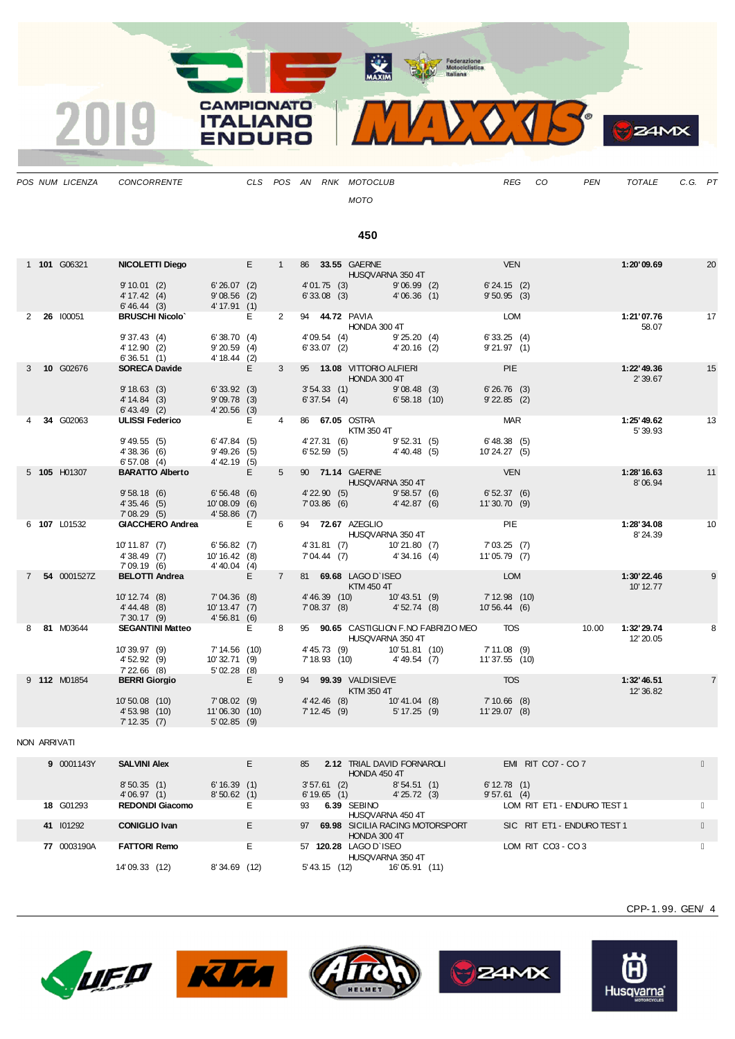| POS | NUM | LICENZA | CONCORRENTE | CLS | POS | AN | RNK | MOTOCLUB / MOTO | REG | CO | PEN | TOTALE | C.G. | PT |
|---|---|---|---|---|---|---|---|---|---|---|---|---|---|---|

## 450

| POS | NUM | LICENZA | CONCORRENTE | CLS | POS | AN | RNK | MOTOCLUB / MOTO | REG | CO | PEN | TOTALE | C.G. | PT |
|---|---|---|---|---|---|---|---|---|---|---|---|---|---|---|
| 1 | **101** | G06321 | **NICOLETTI Diego** | E | 1 | 86 | **33.55** | GAERNE / HUSQVARNA 350 4T | VEN | | | **1:20' 09.69** | | 20 |
| | | | 9' 10.01 (2) / 4' 17.42 (4) / 6' 46.44 (3) | 6' 26.07 (2) / 9' 08.56 (2) / 4' 17.91 (1) | | 4' 01.75 (3) / 6' 33.08 (3) | | 9' 06.99 (2) / 4' 06.36 (1) | 6' 24.15 (2) / 9' 50.95 (3) | | | | | |
| 2 | **26** | I00051 | **BRUSCHI Nicolo`** | E | 2 | 94 | **44.72** | PAVIA / HONDA 300 4T | LOM | | | **1:21' 07.76** | 58.07 | 17 |
| | | | 9' 37.43 (4) / 4' 12.90 (2) / 6' 36.51 (1) | 6' 38.70 (4) / 9' 20.59 (4) / 4' 18.44 (2) | | 4' 09.54 (4) / 6' 33.07 (2) | | 9' 25.20 (4) / 4' 20.16 (2) | 6' 33.25 (4) / 9' 21.97 (1) | | | | | |
| 3 | **10** | G02676 | **SORECA Davide** | E | 3 | 95 | **13.08** | VITTORIO ALFIERI / HONDA 300 4T | PIE | | | **1:22' 49.36** | 2' 39.67 | 15 |
| | | | 9' 18.63 (3) / 4' 14.84 (3) / 6' 43.49 (2) | 6' 33.92 (3) / 9' 09.78 (3) / 4' 20.56 (3) | | 3' 54.33 (1) / 6' 37.54 (4) | | 9' 08.48 (3) / 6' 58.18 (10) | 6' 26.76 (3) / 9' 22.85 (2) | | | | | |
| 4 | **34** | G02063 | **ULISSI Federico** | E | 4 | 86 | **67.05** | OSTRA / KTM 350 4T | MAR | | | **1:25' 49.62** | 5' 39.93 | 13 |
| | | | 9' 49.55 (5) / 4' 38.36 (6) / 6' 57.08 (4) | 6' 47.84 (5) / 9' 49.26 (5) / 4' 42.19 (5) | | 4' 27.31 (6) / 6' 52.59 (5) | | 9' 52.31 (5) / 4' 40.48 (5) | 6' 48.38 (5) / 10' 24.27 (5) | | | | | |
| 5 | **105** | H01307 | **BARATTO Alberto** | E | 5 | 90 | **71.14** | GAERNE / HUSQVARNA 350 4T | VEN | | | **1:28' 16.63** | 8' 06.94 | 11 |
| | | | 9' 58.18 (6) / 4' 35.46 (5) / 7' 08.29 (5) | 6' 56.48 (6) / 10' 08.09 (6) / 4' 58.86 (7) | | 4' 22.90 (5) / 7' 03.86 (6) | | 9' 58.57 (6) / 4' 42.87 (6) | 6' 52.37 (6) / 11' 30.70 (9) | | | | | |
| 6 | **107** | L01532 | **GIACCHERO Andrea** | E | 6 | 94 | **72.67** | AZEGLIO / HUSQVARNA 350 4T | PIE | | | **1:28' 34.08** | 8' 24.39 | 10 |
| | | | 10' 11.87 (7) / 4' 38.49 (7) / 7' 09.19 (6) | 6' 56.82 (7) / 10' 16.42 (8) / 4' 40.04 (4) | | 4' 31.81 (7) / 7' 04.44 (7) | | 10' 21.80 (7) / 4' 34.16 (4) | 7' 03.25 (7) / 11' 05.79 (7) | | | | | |
| 7 | **54** | 0001527Z | **BELOTTI Andrea** | E | 7 | 81 | **69.68** | LAGO D`ISEO / KTM 450 4T | LOM | | | **1:30' 22.46** | 10' 12.77 | 9 |
| | | | 10' 12.74 (8) / 4' 44.48 (8) / 7' 30.17 (9) | 7' 04.36 (8) / 10' 13.47 (7) / 4' 56.81 (6) | | 4' 46.39 (10) / 7' 08.37 (8) | | 10' 43.51 (9) / 4' 52.74 (8) | 7' 12.98 (10) / 10' 56.44 (6) | | | | | |
| 8 | **81** | M03644 | **SEGANTINI Matteo** | E | 8 | 95 | **90.65** | CASTIGLION F.NO FABRIZIO MEO / HUSQVARNA 350 4T | TOS | | 10.00 | **1:32' 29.74** | 12' 20.05 | 8 |
| | | | 10' 39.97 (9) / 4' 52.92 (9) / 7' 22.66 (8) | 7' 14.56 (10) / 10' 32.71 (9) / 5' 02.28 (8) | | 4' 45.73 (9) / 7' 18.93 (10) | | 10' 51.81 (10) / 4' 49.54 (7) | 7' 11.08 (9) / 11' 37.55 (10) | | | | | |
| 9 | **112** | M01854 | **BERRI Giorgio** | E | 9 | 94 | **99.39** | VALDISIEVE / KTM 350 4T | TOS | | | **1:32' 46.51** | 12' 36.82 | 7 |
| | | | 10' 50.08 (10) / 4' 53.98 (10) / 7' 12.35 (7) | 7' 08.02 (9) / 11' 06.30 (10) / 5' 02.85 (9) | | 4' 42.46 (8) / 7' 12.45 (9) | | 10' 41.04 (8) / 5' 17.25 (9) | 7' 10.66 (8) / 11' 29.07 (8) | | | | | |

NON ARRIVATI

| POS | NUM | LICENZA | CONCORRENTE | CLS | POS | AN | RNK | MOTOCLUB / MOTO | REG | CO | PEN | TOTALE | C.G. | PT |
|---|---|---|---|---|---|---|---|---|---|---|---|---|---|---|
| | **9** | 0001143Y | **SALVINI Alex** | E | | 85 | **2.12** | TRIAL DAVID FORNAROLI / HONDA 450 4T | EMI | RIT CO7 - CO 7 | | | | |
| | | | 8' 50.35 (1) / 4' 06.97 (1) | 6' 16.39 (1) / 8' 50.62 (1) | | 3' 57.61 (2) / 6' 19.65 (1) | | 8' 54.51 (1) / 4' 25.72 (3) | 6' 12.78 (1) / 9' 57.61 (4) | | | | | |
| | **18** | G01293 | **REDONDI Giacomo** | E | | 93 | **6.39** | SEBINO / HUSQVARNA 450 4T | LOM | RIT ET1 - ENDURO TEST 1 | | | | |
| | **41** | I01292 | **CONIGLIO Ivan** | E | | 97 | **69.98** | SICILIA RACING MOTORSPORT / HONDA 300 4T | SIC | RIT ET1 - ENDURO TEST 1 | | | | |
| | **77** | 0003190A | **FATTORI Remo** | E | | 57 | **120.28** | LAGO D`ISEO / HUSQVARNA 300 4T | LOM | RIT CO3 - CO 3 | | | | |
| | | | 14' 09.33 (12) | 8' 34.69 (12) | | 5' 43.15 (12) | | 16' 05.91 (11) | | | | | | |

CPP-1.99. GEN/ 4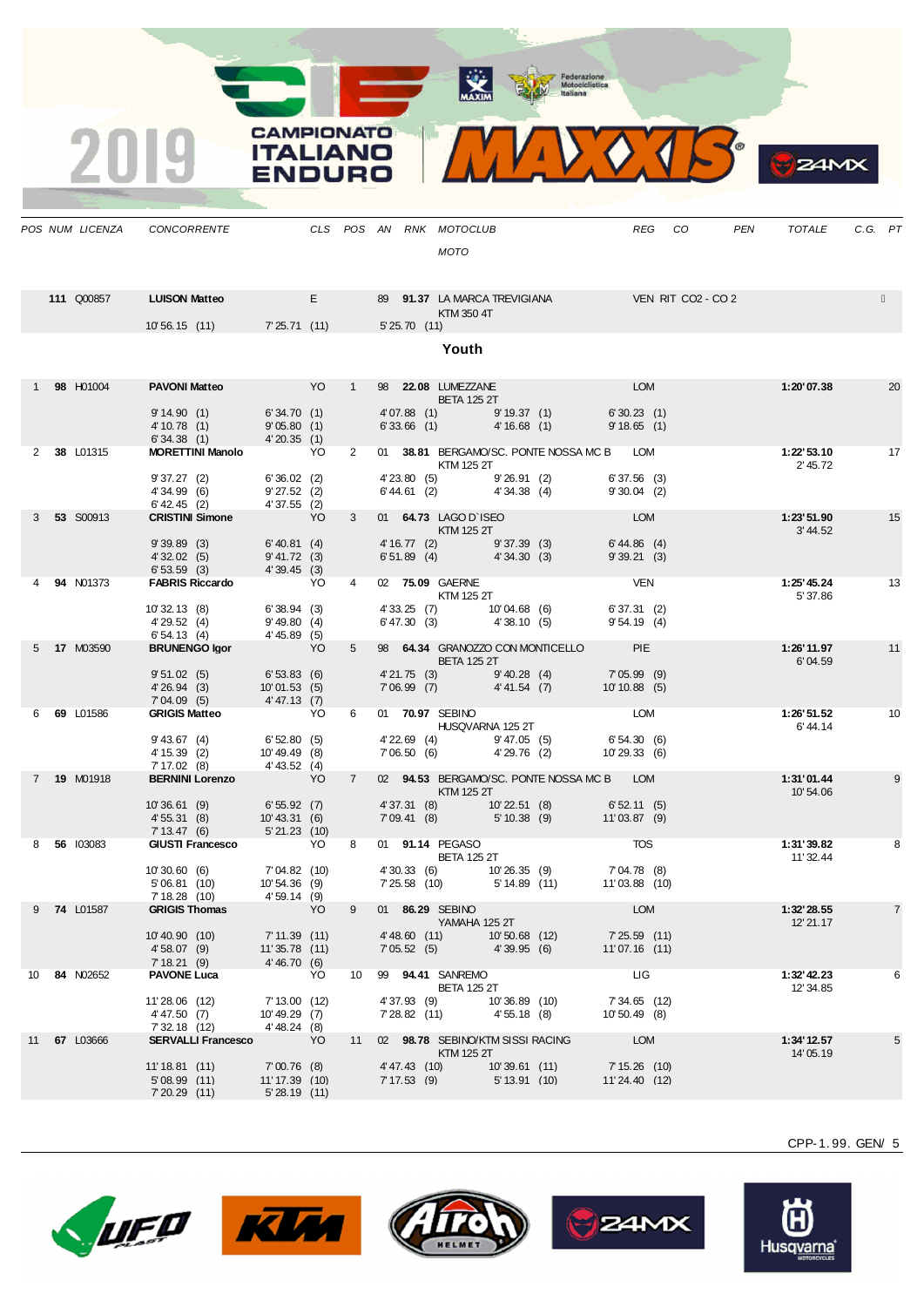| POS | NUM | LICENZA | CONCORRENTE | CLS | POS | AN | RNK | MOTOCLUB / MOTO | REG | CO | PEN | TOTALE | C.G. | PT |
|---|---|---|---|---|---|---|---|---|---|---|---|---|---|---|
| | 111 | Q00857 | LUISON Matteo | E | | 89 | 91.37 | LA MARCA TREVIGIANA / KTM 350 4T | VEN | RIT CO2 - CO 2 | | | | |
| | | | 10'56.15 (11) 7'25.71 (11) 5'25.70 (11) | | | | | | | | | | | |

### Youth

| POS | NUM | LICENZA | CONCORRENTE | CLS | POS | AN | RNK | MOTOCLUB / MOTO | REG | CO | PEN | TOTALE | C.G. | PT |
|---|---|---|---|---|---|---|---|---|---|---|---|---|---|---|
| 1 | 98 | H01004 | PAVONI Matteo | YO | 1 | 98 | 22.08 | LUMEZZANE / BETA 125 2T | LOM | | | 1:20'07.38 | | 20 |
| | | | 9'14.90 (1) 6'34.70 (1) 4'07.88 (1) 9'19.37 (1) 6'30.23 (1) 4'10.78 (1) 9'05.80 (1) 6'33.66 (1) 4'16.68 (1) 9'18.65 (1) 6'34.38 (1) 4'20.35 (1) | | | | | | | | | | | |
| 2 | 38 | L01315 | MORETTINI Manolo | YO | 2 | 01 | 38.81 | BERGAMO/SC. PONTE NOSSA MC B / KTM 125 2T | LOM | | | 1:22'53.10 | 2'45.72 | 17 |
| | | | 9'37.27 (2) 6'36.02 (2) 4'23.80 (5) 9'26.91 (2) 6'37.56 (3) 4'34.99 (6) 9'27.52 (2) 6'44.61 (2) 4'34.38 (4) 9'30.04 (2) 6'42.45 (2) 4'37.55 (2) | | | | | | | | | | | |
| 3 | 53 | S00913 | CRISTINI Simone | YO | 3 | 01 | 64.73 | LAGO D`ISEO / KTM 125 2T | LOM | | | 1:23'51.90 | 3'44.52 | 15 |
| | | | 9'39.89 (3) 6'40.81 (4) 4'16.77 (2) 9'37.39 (3) 6'44.86 (4) 4'32.02 (5) 9'41.72 (3) 6'51.89 (4) 4'34.30 (3) 9'39.21 (3) 6'53.59 (3) 4'39.45 (3) | | | | | | | | | | | |
| 4 | 94 | N01373 | FABRIS Riccardo | YO | 4 | 02 | 75.09 | GAERNE / KTM 125 2T | VEN | | | 1:25'45.24 | 5'37.86 | 13 |
| | | | 10'32.13 (8) 6'38.94 (3) 4'33.25 (7) 10'04.68 (6) 6'37.31 (2) 4'29.52 (4) 9'49.80 (4) 6'47.30 (3) 4'38.10 (5) 9'54.19 (4) 6'54.13 (4) 4'45.89 (5) | | | | | | | | | | | |
| 5 | 17 | M03590 | BRUNENGO Igor | YO | 5 | 98 | 64.34 | GRANOZZO CON MONTICELLO / BETA 125 2T | PIE | | | 1:26'11.97 | 6'04.59 | 11 |
| | | | 9'51.02 (5) 6'53.83 (6) 4'21.75 (3) 9'40.28 (4) 7'05.99 (9) 4'26.94 (3) 10'01.53 (5) 7'06.99 (7) 4'41.54 (7) 10'10.88 (5) 7'04.09 (5) 4'47.13 (7) | | | | | | | | | | | |
| 6 | 69 | L01586 | GRIGIS Matteo | YO | 6 | 01 | 70.97 | SEBINO / HUSQVARNA 125 2T | LOM | | | 1:26'51.52 | 6'44.14 | 10 |
| | | | 9'43.67 (4) 6'52.80 (5) 4'22.69 (4) 9'47.05 (5) 6'54.30 (6) 4'15.39 (2) 10'49.49 (8) 7'06.50 (6) 4'29.76 (2) 10'29.33 (6) 7'17.02 (8) 4'43.52 (4) | | | | | | | | | | | |
| 7 | 19 | M01918 | BERNINI Lorenzo | YO | 7 | 02 | 94.53 | BERGAMO/SC. PONTE NOSSA MC B / KTM 125 2T | LOM | | | 1:31'01.44 | 10'54.06 | 9 |
| | | | 10'36.61 (9) 6'55.92 (7) 4'37.31 (8) 10'22.51 (8) 6'52.11 (5) 4'55.31 (8) 10'43.31 (6) 7'09.41 (8) 5'10.38 (9) 11'03.87 (9) 7'13.47 (6) 5'21.23 (10) | | | | | | | | | | | |
| 8 | 56 | I03083 | GIUSTI Francesco | YO | 8 | 01 | 91.14 | PEGASO / BETA 125 2T | TOS | | | 1:31'39.82 | 11'32.44 | 8 |
| | | | 10'30.60 (6) 7'04.82 (10) 4'30.33 (6) 10'26.35 (9) 7'04.78 (8) 5'06.81 (10) 10'54.36 (9) 7'25.58 (10) 5'14.89 (11) 11'03.88 (10) 7'18.28 (10) 4'59.14 (9) | | | | | | | | | | | |
| 9 | 74 | L01587 | GRIGIS Thomas | YO | 9 | 01 | 86.29 | SEBINO / YAMAHA 125 2T | LOM | | | 1:32'28.55 | 12'21.17 | 7 |
| | | | 10'40.90 (10) 7'11.39 (11) 4'48.60 (11) 10'50.68 (12) 7'25.59 (11) 4'58.07 (9) 11'35.78 (11) 7'05.52 (5) 4'39.95 (6) 11'07.16 (11) 7'18.21 (9) 4'46.70 (6) | | | | | | | | | | | |
| 10 | 84 | N02652 | PAVONE Luca | YO | 10 | 99 | 94.41 | SANREMO / BETA 125 2T | LIG | | | 1:32'42.23 | 12'34.85 | 6 |
| | | | 11'28.06 (12) 7'13.00 (12) 4'37.93 (9) 10'36.89 (10) 7'34.65 (12) 4'47.50 (7) 10'49.29 (7) 7'28.82 (11) 4'55.18 (8) 10'50.49 (8) 7'32.18 (12) 4'48.24 (8) | | | | | | | | | | | |
| 11 | 67 | L03666 | SERVALLI Francesco | YO | 11 | 02 | 98.78 | SEBINO/KTM SISSI RACING / KTM 125 2T | LOM | | | 1:34'12.57 | 14'05.19 | 5 |
| | | | 11'18.81 (11) 7'00.76 (8) 4'47.43 (10) 10'39.61 (11) 7'15.26 (10) 5'08.99 (11) 11'17.39 (10) 7'17.53 (9) 5'13.91 (10) 11'24.40 (12) 7'20.29 (11) 5'28.19 (11) | | | | | | | | | | | |

CPP-1.99. GEN/ 5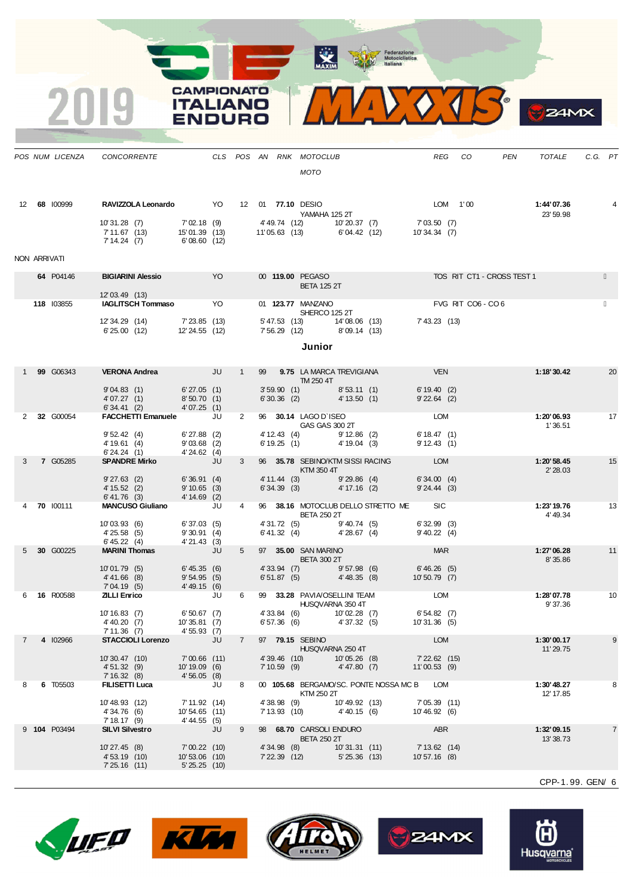| POS | NUM | LICENZA | CONCORRENTE | CLS | POS | AN | RNK | MOTOCLUB / MOTO | REG | CO | PEN | TOTALE | C.G. | PT |
|---|---|---|---|---|---|---|---|---|---|---|---|---|---|---|
| 12 | **68** | I00999 | **RAVIZZOLA Leonardo** | YO | 12 | 01 | **77.10** | DESIO / YAMAHA 125 2T | LOM | 1' 00 | | **1:44' 07.36** 23' 59.98 | | 4 |
| | | | 10' 31.28 (7) · 7' 02.18 (9) · 4' 49.74 (12) · 10' 20.37 (7) · 7' 03.50 (7) · 7' 11.67 (13) · 15' 01.39 (13) · 11' 05.63 (13) · 6' 04.42 (12) · 10' 34.34 (7) · 7' 14.24 (7) · 6' 08.60 (12) | | | | | | | | | | | |

NON ARRIVATI

| POS | NUM | LICENZA | CONCORRENTE | CLS | POS | AN | RNK | MOTOCLUB / MOTO | REG | CO | PEN | TOTALE | C.G. | PT |
|---|---|---|---|---|---|---|---|---|---|---|---|---|---|---|
| | **64** | P04146 | **BIGIARINI Alessio** | YO | | 00 | **119.00** | PEGASO / BETA 125 2T | TOS | RIT CT1 - CROSS TEST 1 | | | | |
| | | | 12' 03.49 (13) | | | | | | | | | | | |
| | **118** | I03855 | **IAGLITSCH Tommaso** | YO | | 01 | **123.77** | MANZANO / SHERCO 125 2T | FVG | RIT CO6 - CO 6 | | | | |
| | | | 12' 34.29 (14) · 7' 23.85 (13) · 5' 47.53 (13) · 14' 08.06 (13) · 7' 43.23 (13) · 6' 25.00 (12) · 12' 24.55 (12) · 7' 56.29 (12) · 8' 09.14 (13) | | | | | | | | | | | |

## Junior

| POS | NUM | LICENZA | CONCORRENTE | CLS | POS | AN | RNK | MOTOCLUB / MOTO | REG | CO | PEN | TOTALE | C.G. | PT |
|---|---|---|---|---|---|---|---|---|---|---|---|---|---|---|
| 1 | **99** | G06343 | **VERONA Andrea** | JU | 1 | 99 | **9.75** | LA MARCA TREVIGIANA / TM 250 4T | VEN | | | **1:18' 30.42** | | 20 |
| | | | 9' 04.83 (1) · 6' 27.05 (1) · 3' 59.90 (1) · 8' 53.11 (1) · 6' 19.40 (2) · 4' 07.27 (1) · 8' 50.70 (1) · 6' 30.36 (2) · 4' 13.50 (1) · 9' 22.64 (2) · 6' 34.41 (2) · 4' 07.25 (1) | | | | | | | | | | | |
| 2 | **32** | G00054 | **FACCHETTI Emanuele** | JU | 2 | 96 | **30.14** | LAGO D`ISEO / GAS GAS 300 2T | LOM | | | **1:20' 06.93** 1' 36.51 | | 17 |
| | | | 9' 52.42 (4) · 6' 27.88 (2) · 4' 12.43 (4) · 9' 12.86 (2) · 6' 18.47 (1) · 4' 19.61 (4) · 9' 03.68 (2) · 6' 19.25 (1) · 4' 19.04 (3) · 9' 12.43 (1) · 6' 24.24 (1) · 4' 24.62 (4) | | | | | | | | | | | |
| 3 | **7** | G05285 | **SPANDRE Mirko** | JU | 3 | 96 | **35.78** | SEBINO/KTM SISSI RACING / KTM 350 4T | LOM | | | **1:20' 58.45** 2' 28.03 | | 15 |
| | | | 9' 27.63 (2) · 6' 36.91 (4) · 4' 11.44 (3) · 9' 29.86 (4) · 6' 34.00 (4) · 4' 15.52 (2) · 9' 10.65 (3) · 6' 34.39 (3) · 4' 17.16 (2) · 9' 24.44 (3) · 6' 41.76 (3) · 4' 14.69 (2) | | | | | | | | | | | |
| 4 | **70** | I00111 | **MANCUSO Giuliano** | JU | 4 | 96 | **38.16** | MOTOCLUB DELLO STRETTO ME / BETA 250 2T | SIC | | | **1:23' 19.76** 4' 49.34 | | 13 |
| | | | 10' 03.93 (6) · 6' 37.03 (5) · 4' 31.72 (5) · 9' 40.74 (5) · 6' 32.99 (3) · 4' 25.58 (5) · 9' 30.91 (4) · 6' 41.32 (4) · 4' 28.67 (4) · 9' 40.22 (4) · 6' 45.22 (4) · 4' 21.43 (3) | | | | | | | | | | | |
| 5 | **30** | G00225 | **MARINI Thomas** | JU | 5 | 97 | **35.00** | SAN MARINO / BETA 300 2T | MAR | | | **1:27' 06.28** 8' 35.86 | | 11 |
| | | | 10' 01.79 (5) · 6' 45.35 (6) · 4' 33.94 (7) · 9' 57.98 (6) · 6' 46.26 (5) · 4' 41.66 (8) · 9' 54.95 (5) · 6' 51.87 (5) · 4' 48.35 (8) · 10' 50.79 (7) · 7' 04.19 (5) · 4' 49.15 (6) | | | | | | | | | | | |
| 6 | **16** | R00588 | **ZILLI Enrico** | JU | 6 | 99 | **33.28** | PAVIA/OSELLINI TEAM / HUSQVARNA 350 4T | LOM | | | **1:28' 07.78** 9' 37.36 | | 10 |
| | | | 10' 16.83 (7) · 6' 50.67 (7) · 4' 33.84 (6) · 10' 02.28 (7) · 6' 54.82 (7) · 4' 40.20 (7) · 10' 35.81 (7) · 6' 57.36 (6) · 4' 37.32 (5) · 10' 31.36 (5) · 7' 11.36 (7) · 4' 55.93 (7) | | | | | | | | | | | |
| 7 | **4** | I02966 | **STACCIOLI Lorenzo** | JU | 7 | 97 | **79.15** | SEBINO / HUSQVARNA 250 4T | LOM | | | **1:30' 00.17** 11' 29.75 | | 9 |
| | | | 10' 30.47 (10) · 7' 00.66 (11) · 4' 39.46 (10) · 10' 05.26 (8) · 7' 22.62 (15) · 4' 51.32 (9) · 10' 19.09 (6) · 7' 10.59 (9) · 4' 47.80 (7) · 11' 00.53 (9) · 7' 16.32 (8) · 4' 56.05 (8) | | | | | | | | | | | |
| 8 | **6** | T05503 | **FILISETTI Luca** | JU | 8 | 00 | **105.68** | BERGAMO/SC. PONTE NOSSA MC B / KTM 250 2T | LOM | | | **1:30' 48.27** 12' 17.85 | | 8 |
| | | | 10' 48.93 (12) · 7' 11.92 (14) · 4' 38.98 (9) · 10' 49.92 (13) · 7' 05.39 (11) · 4' 34.76 (6) · 10' 54.65 (11) · 7' 13.93 (10) · 4' 40.15 (6) · 10' 46.92 (6) · 7' 18.17 (9) · 4' 44.55 (5) | | | | | | | | | | | |
| 9 | **104** | P03494 | **SILVI Silvestro** | JU | 9 | 98 | **68.70** | CARSOLI ENDURO / BETA 250 2T | ABR | | | **1:32' 09.15** 13' 38.73 | | 7 |
| | | | 10' 27.45 (8) · 7' 00.22 (10) · 4' 34.98 (8) · 10' 31.31 (11) · 7' 13.62 (14) · 4' 53.19 (10) · 10' 53.06 (10) · 7' 22.39 (12) · 5' 25.36 (13) · 10' 57.16 (8) · 7' 25.16 (11) · 5' 25.25 (10) | | | | | | | | | | | |

CPP-1.99. GEN/ 6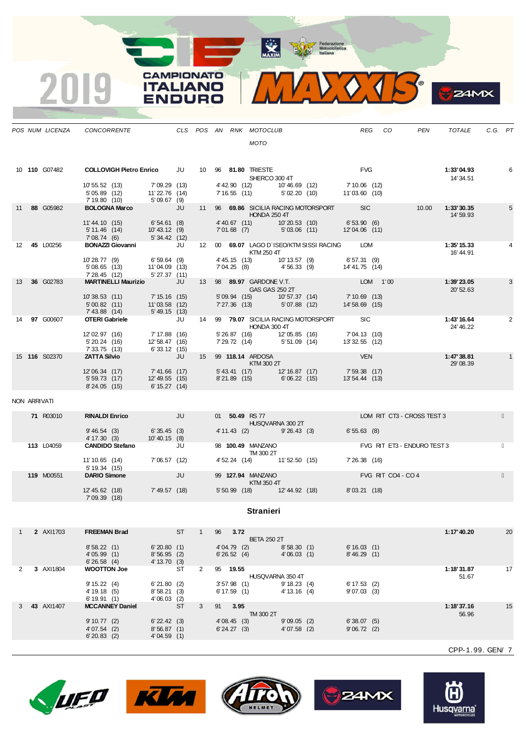| POS | NUM | LICENZA | CONCORRENTE | CLS | POS | AN | RNK | MOTOCLUB / MOTO | REG | CO | PEN | TOTALE | C.G. | PT |
|---|---|---|---|---|---|---|---|---|---|---|---|---|---|---|
| 10 | **110** | G07482 | **COLLOVIGH Pietro Enrico** | JU | 10 | 96 | **81.80** | TRIESTE / SHERCO 300 4T | FVG | | | **1:33'04.93** / 14'34.51 | | 6 |
| | | | 10'55.52 (13) / 5'05.89 (12) / 7'19.80 (10) | 7'09.29 (13) / 11'22.76 (14) / 5'09.67 (9) | | | | 4'42.90 (12) / 7'16.55 (11) | 10'46.69 (12) / 5'02.20 (10) | 7'10.06 (12) / 11'03.60 (10) | | | | |
| 11 | **88** | G05982 | **BOLOGNA Marco** | JU | 11 | 96 | **69.86** | SICILIA RACING MOTORSPORT / HONDA 250 4T | SIC | | 10.00 | **1:33'30.35** / 14'59.93 | | 5 |
| | | | 11'44.10 (15) / 5'11.46 (14) / 7'08.74 (6) | 6'54.61 (8) / 10'43.12 (9) / 5'34.42 (12) | | | | 4'40.67 (11) / 7'01.68 (7) | 10'20.53 (10) / 5'03.06 (11) | 6'53.90 (6) / 12'04.06 (11) | | | | |
| 12 | **45** | L00256 | **BONAZZI Giovanni** | JU | 12 | 00 | **69.07** | LAGO D`ISEO/KTM SISSI RACING / KTM 250 4T | LOM | | | **1:35'15.33** / 16'44.91 | | 4 |
| | | | 10'28.77 (9) / 5'08.65 (13) / 7'28.45 (12) | 6'59.64 (9) / 11'04.09 (13) / 5'27.37 (11) | | | | 4'45.15 (13) / 7'04.25 (8) | 10'13.57 (9) / 4'56.33 (9) | 6'57.31 (9) / 14'41.75 (14) | | | | |
| 13 | **36** | G02783 | **MARTINELLI Maurizio** | JU | 13 | 98 | **89.97** | GARDONE V.T. / GAS GAS 250 2T | LOM | 1'00 | | **1:39'23.05** / 20'52.63 | | 3 |
| | | | 10'38.53 (11) / 5'00.82 (11) / 7'43.88 (14) | 7'15.16 (15) / 11'03.58 (12) / 5'49.15 (13) | | | | 5'09.94 (15) / 7'27.36 (13) | 10'57.37 (14) / 5'07.88 (12) | 7'10.69 (13) / 14'58.69 (15) | | | | |
| 14 | **97** | G00607 | **OTERI Gabriele** | JU | 14 | 99 | **79.07** | SICILIA RACING MOTORSPORT / HONDA 300 4T | SIC | | | **1:43'16.64** / 24'46.22 | | 2 |
| | | | 12'02.97 (16) / 5'20.24 (16) / 7'33.75 (13) | 7'17.88 (16) / 12'58.47 (16) / 6'33.12 (15) | | | | 5'26.87 (16) / 7'29.72 (14) | 12'05.85 (16) / 5'51.09 (14) | 7'04.13 (10) / 13'32.55 (12) | | | | |
| 15 | **116** | S02370 | **ZATTA Silvio** | JU | 15 | 99 | **118.14** | ARDOSA / KTM 300 2T | VEN | | | **1:47'38.81** / 29'08.39 | | 1 |
| | | | 12'06.34 (17) / 5'59.73 (17) / 8'24.05 (15) | 7'41.66 (17) / 12'49.55 (15) / 6'15.27 (14) | | | | 5'43.41 (17) / 8'21.89 (15) | 12'16.87 (17) / 6'06.22 (15) | 7'59.38 (17) / 13'54.44 (13) | | | | |

NON ARRIVATI

| POS | NUM | LICENZA | CONCORRENTE | CLS | POS | AN | RNK | MOTOCLUB / MOTO | REG | CO | PEN | TOTALE | C.G. | PT |
|---|---|---|---|---|---|---|---|---|---|---|---|---|---|---|
| | **71** | R03010 | **RINALDI Enrico** | JU | | 01 | **50.49** | RS 77 / HUSQVARNA 300 2T | LOM RIT CT3 - CROSS TEST 3 | | | | | |
| | | | 9'46.54 (3) / 4'17.30 (3) | 6'35.45 (3) / 10'40.15 (8) | | | | 4'11.43 (2) | 9'26.43 (3) | 6'55.63 (8) | | | | |
| | **113** | L04059 | **CANDIDO Stefano** | JU | | 98 | **100.49** | MANZANO / TM 300 2T | FVG RIT ET3 - ENDURO TEST 3 | | | | | |
| | | | 11'10.65 (14) / 5'19.34 (15) | 7'06.57 (12) | | | | 4'52.24 (14) | 11'52.50 (15) | 7'26.38 (16) | | | | |
| | **119** | M00551 | **DARIO Simone** | JU | | 99 | **127.94** | MANZANO / KTM 350 4T | FVG RIT CO4 - CO 4 | | | | | |
| | | | 12'45.62 (18) / 7'09.39 (18) | 7'49.57 (18) | | | | 5'50.99 (18) | 12'44.92 (18) | 8'03.21 (18) | | | | |

## Stranieri

| POS | NUM | LICENZA | CONCORRENTE | CLS | POS | AN | RNK | MOTOCLUB / MOTO | REG | CO | PEN | TOTALE | C.G. | PT |
|---|---|---|---|---|---|---|---|---|---|---|---|---|---|---|
| 1 | **2** | AXI1703 | **FREEMAN Brad** | ST | 1 | 96 | **3.72** | BETA 250 2T | | | | **1:17'40.20** | | 20 |
| | | | 8'58.22 (1) / 4'05.99 (1) / 6'26.58 (4) | 6'20.80 (1) / 8'56.95 (2) / 4'13.70 (3) | | | | 4'04.79 (2) / 6'26.52 (4) | 8'58.30 (1) / 4'06.03 (1) | 6'16.03 (1) / 8'46.29 (1) | | | | |
| 2 | **3** | AXI1804 | **WOOTTON Joe** | ST | 2 | 95 | **19.55** | HUSQVARNA 350 4T | | | | **1:18'31.87** / 51.67 | | 17 |
| | | | 9'15.22 (4) / 4'19.18 (5) / 6'19.91 (1) | 6'21.80 (2) / 8'58.21 (3) / 4'06.03 (2) | | | | 3'57.98 (1) / 6'17.59 (1) | 9'18.23 (4) / 4'13.16 (4) | 6'17.53 (2) / 9'07.03 (3) | | | | |
| 3 | **43** | AXI1407 | **MCCANNEY Daniel** | ST | 3 | 91 | **3.95** | TM 300 2T | | | | **1:18'37.16** / 56.96 | | 15 |
| | | | 9'10.77 (2) / 4'07.54 (2) / 6'20.83 (2) | 6'22.42 (3) / 8'56.87 (1) / 4'04.59 (1) | | | | 4'08.45 (3) / 6'24.27 (3) | 9'09.05 (2) / 4'07.58 (2) | 6'38.07 (5) / 9'06.72 (2) | | | | |

CPP-1.99. GEN/ 7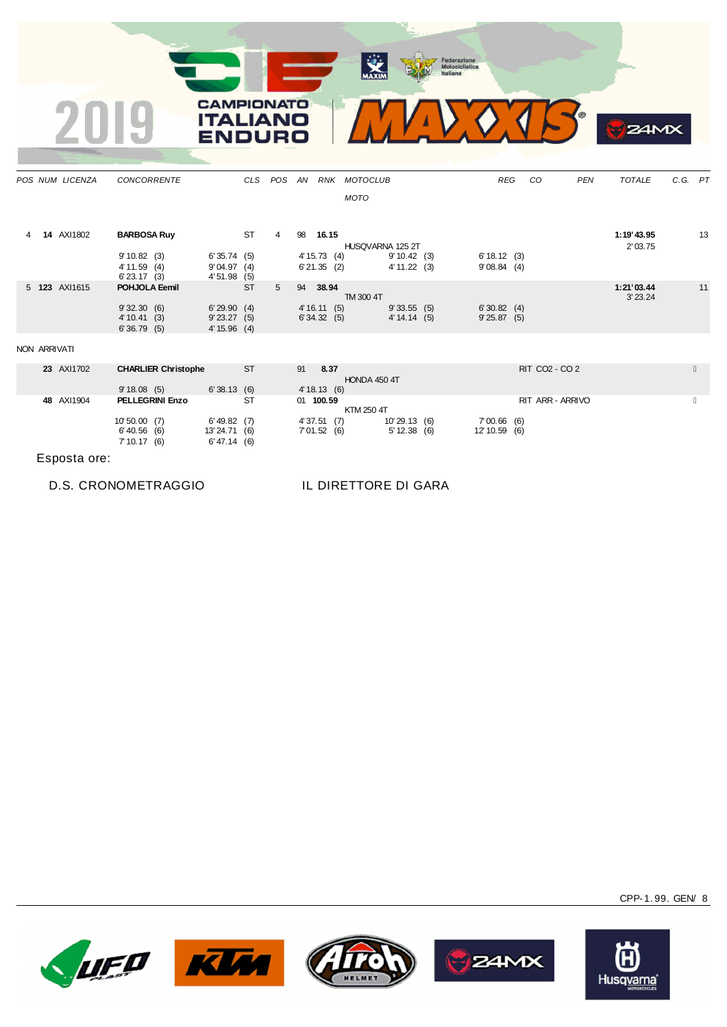2019 CAMPIONATO ITALIANO ENDURO MAXXIS

| POS | NUM | LICENZA | CONCORRENTE | CLS | POS | AN | RNK | MOTOCLUB / MOTO | REG | CO | PEN | TOTALE | C.G. | PT |
|---|---|---|---|---|---|---|---|---|---|---|---|---|---|---|
| 4 | **14** | AXI1802 | **BARBOSA Ruy** | ST | 4 | 98 | **16.15** | HUSQVARNA 125 2T | | | | **1:19'43.95** 2'03.75 | | 13 |
| | | | 9'10.82 (3) | 6'35.74 (5) | | 4'15.73 (4) | | 9'10.42 (3) | 6'18.12 (3) | | | | | |
| | | | 4'11.59 (4) | 9'04.97 (4) | | 6'21.35 (2) | | 4'11.22 (3) | 9'08.84 (4) | | | | | |
| | | | 6'23.17 (3) | 4'51.98 (5) | | | | | | | | | | |
| 5 | **123** | AXI1615 | **POHJOLA Eemil** | ST | 5 | 94 | **38.94** | TM 300 4T | | | | **1:21'03.44** 3'23.24 | | 11 |
| | | | 9'32.30 (6) | 6'29.90 (4) | | 4'16.11 (5) | | 9'33.55 (5) | 6'30.82 (4) | | | | | |
| | | | 4'10.41 (3) | 9'23.27 (5) | | 6'34.32 (5) | | 4'14.14 (5) | 9'25.87 (5) | | | | | |
| | | | 6'36.79 (5) | 4'15.96 (4) | | | | | | | | | | |

NON ARRIVATI

| POS | NUM | LICENZA | CONCORRENTE | CLS | POS | AN | RNK | MOTOCLUB / MOTO | REG | CO | PEN | TOTALE | C.G. | PT |
|---|---|---|---|---|---|---|---|---|---|---|---|---|---|---|
| | **23** | AXI1702 | **CHARLIER Christophe** | ST | | 91 | **8.37** | HONDA 450 4T | RIT CO2 - CO 2 | | | | | |
| | | | 9'18.08 (5) | 6'38.13 (6) | | 4'18.13 (6) | | | | | | | | |
| | **48** | AXI1904 | **PELLEGRINI Enzo** | ST | | 01 | **100.59** | KTM 250 4T | RIT ARR - ARRIVO | | | | | |
| | | | 10'50.00 (7) | 6'49.82 (7) | | 4'37.51 (7) | | 10'29.13 (6) | 7'00.66 (6) | | | | | |
| | | | 6'40.56 (6) | 13'24.71 (6) | | 7'01.52 (6) | | 5'12.38 (6) | 12'10.59 (6) | | | | | |
| | | | 7'10.17 (6) | 6'47.14 (6) | | | | | | | | | | |

Esposta ore:

D.S. CRONOMETRAGGIO

IL DIRETTORE DI GARA

CPP-1.99. GEN/ 8